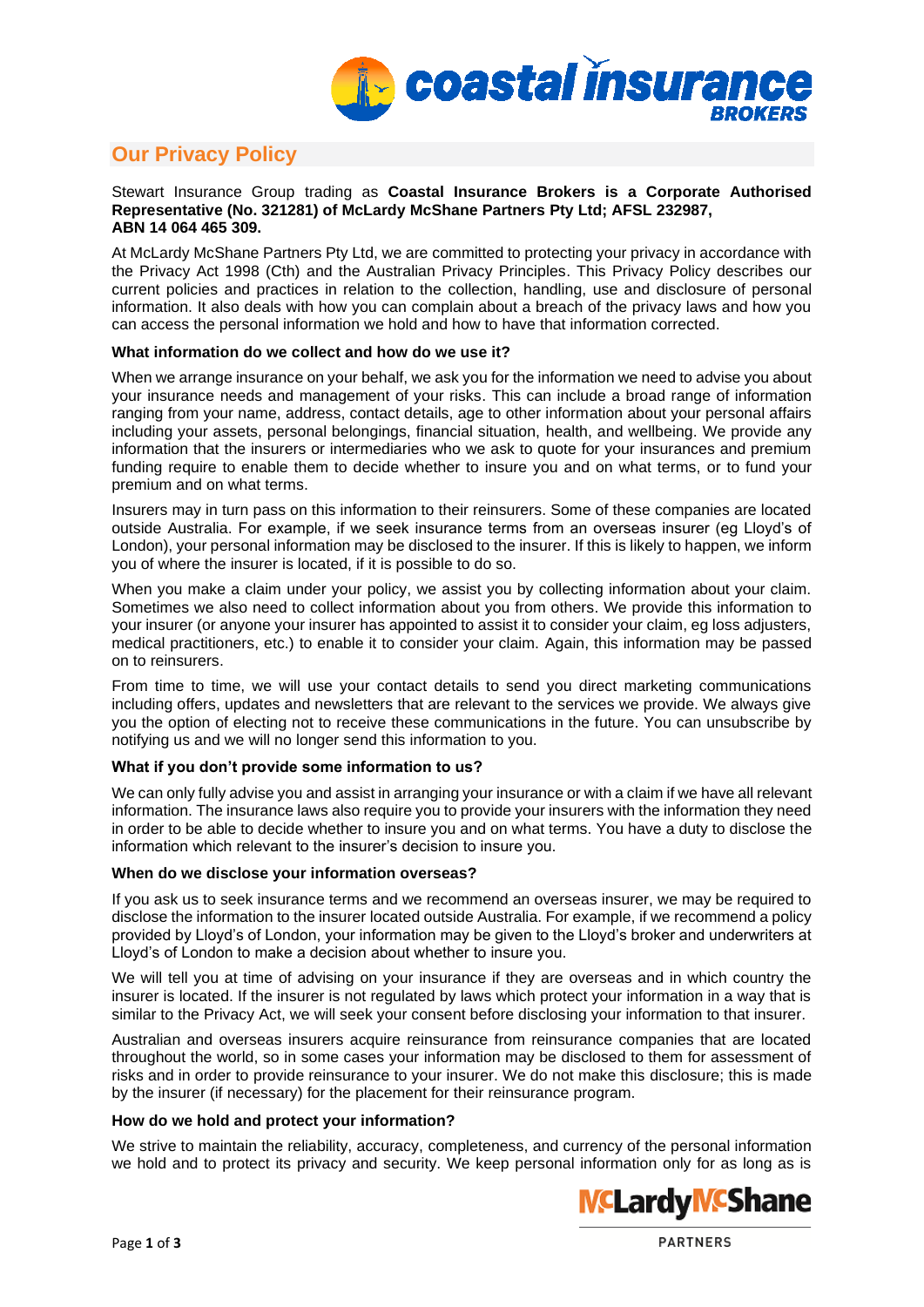## Our Privacy Policy

Stewart Insurance Group trading as **Coastal Insurance Brokers is a Corporate Authorised Representative (No. 321281) of McLardy McShane Partners Pty Ltd; AFSL 232987, ABN 14 064 465 309.**

At McLardy McShane Partners Pty Ltd, we are committed to protecting your privacy in accordance with the Privacy Act 1998 (Cth) and the Australian Privacy Principles. This Privacy Policy describes our current policies and practices in relation to the collection, handling, use and disclosure of personal information. It also deals with how you can complain about a breach of the privacy laws and how you can access the personal information we hold and how to have that information corrected.

**What information do we collect and how do we use it?**

When we arrange insurance on your behalf, we ask you for the information we need to advise you about your insurance needs and management of your risks. This can include a broad range of information ranging from your name, address, contact details, age to other information about your personal affairs including your assets, personal belongings, financial situation, health, and wellbeing. We provide any information that the insurers or intermediaries who we ask to quote for your insurances and premium funding require to enable them to decide whether to insure you and on what terms, or to fund your premium and on what terms.

Insurers may in turn pass on this information to their reinsurers. Some of these companies are located outside Australia. For example, if we seek insurance terms from an overseas insurer (eg Lloyd's of London), your personal information may be disclosed to the insurer. If this is likely to happen, we inform you of where the insurer is located, if it is possible to do so.

When you make a claim under your policy, we assist you by collecting information about your claim. Sometimes we also need to collect information about you from others. We provide this information to your insurer (or anyone your insurer has appointed to assist it to consider your claim, eg loss adjusters, medical practitioners, etc.) to enable it to consider your claim. Again, this information may be passed on to reinsurers.

From time to time, we will use your contact details to send you direct marketing communications including offers, updates and newsletters that are relevant to the services we provide. We always give you the option of electing not to receive these communications in the future. You can unsubscribe by notifying us and we will no longer send this information to you.

**What if you don't provide some information to us?**

We can only fully advise you and assist in arranging your insurance or with a claim if we have all relevant information. The insurance laws also require you to provide your insurers with the information they need in order to be able to decide whether to insure you and on what terms. You have a duty to disclose the information which relevant to the insurer's decision to insure you.

**When do we disclose your information overseas?**

If you ask us to seek insurance terms and we recommend an overseas insurer, we may be required to disclose the information to the insurer located outside Australia. For example, if we recommend a policy provided by Lloyd's of London, your information may be given to the Lloyd's broker and underwriters at Lloyd's of London to make a decision about whether to insure you.

We will tell you at time of advising on your insurance if they are overseas and in which country the insurer is located. If the insurer is not regulated by laws which protect your information in a way that is similar to the Privacy Act, we will seek your consent before disclosing your information to that insurer.

Australian and overseas insurers acquire reinsurance from reinsurance companies that are located throughout the world, so in some cases your information may be disclosed to them for assessment of risks and in order to provide reinsurance to your insurer. We do not make this disclosure; this is made by the insurer (if necessary) for the placement for their reinsurance program.

**How do we hold and protect your information?**

We strive to maintain the reliability, accuracy, completeness, and currency of the personal information we hold and to protect its privacy and security. We keep personal information only for as long as is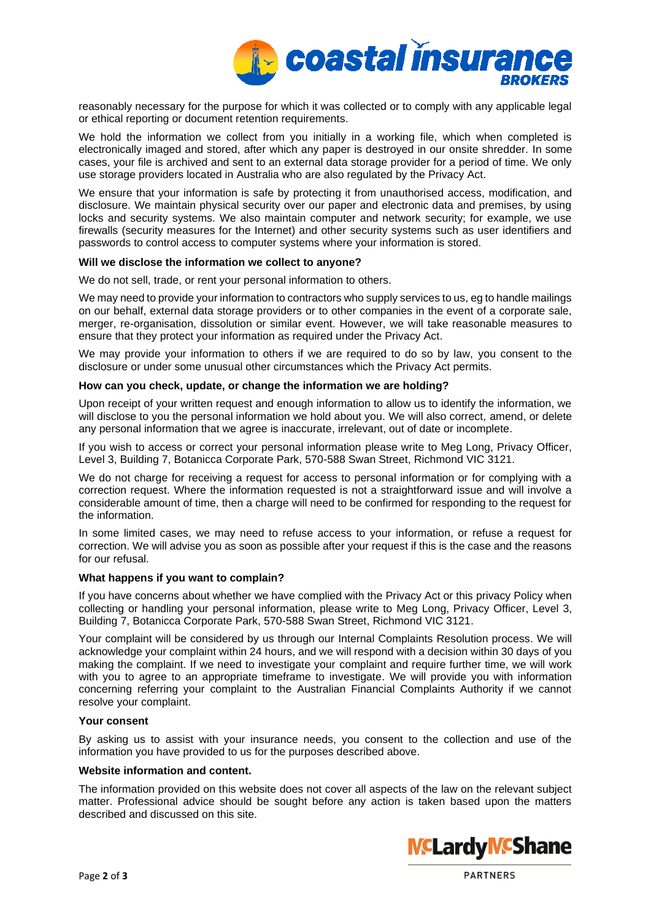reasonably necessary for the purpose for which it was collected or to comply with any applicable legal or ethical reporting or document retention requirements.

We hold the information we collect from you initially in a working file, which when completed is electronically imaged and stored, after which any paper is destroyed in our onsite shredder. In some cases, your file is archived and sent to an external data storage provider for a period of time. We only use storage providers located in Australia who are also regulated by the Privacy Act.

We ensure that your information is safe by protecting it from unauthorised access, modification, and disclosure. We maintain physical security over our paper and electronic data and premises, by using locks and security systems. We also maintain computer and network security; for example, we use firewalls (security measures for the Internet) and other security systems such as user identifiers and passwords to control access to computer systems where your information is stored.

**Will we disclose the information we collect to anyone?**

We do not sell, trade, or rent your personal information to others.

We may need to provide your information to contractors who supply services to us, eg to handle mailings on our behalf, external data storage providers or to other companies in the event of a corporate sale, merger, re-organisation, dissolution or similar event. However, we will take reasonable measures to ensure that they protect your information as required under the Privacy Act.

We may provide your information to others if we are required to do so by law, you consent to the disclosure or under some unusual other circumstances which the Privacy Act permits.

**How can you check, update, or change the information we are holding?**

Upon receipt of your written request and enough information to allow us to identify the information, we will disclose to you the personal information we hold about you. We will also correct, amend, or delete any personal information that we agree is inaccurate, irrelevant, out of date or incomplete.

If you wish to access or correct your personal information please write to Meg Long, Privacy Officer, Level 3, Building 7, Botanicca Corporate Park, 570-588 Swan Street, Richmond VIC 3121.

We do not charge for receiving a request for access to personal information or for complying with a correction request. Where the information requested is not a straightforward issue and will involve a considerable amount of time, then a charge will need to be confirmed for responding to the request for the information.

In some limited cases, we may need to refuse access to your information, or refuse a request for correction. We will advise you as soon as possible after your request if this is the case and the reasons for our refusal.

**What happens if you want to complain?**

If you have concerns about whether we have complied with the Privacy Act or this privacy Policy when collecting or handling your personal information, please write to Meg Long, Privacy Officer, Level 3, Building 7, Botanicca Corporate Park, 570-588 Swan Street, Richmond VIC 3121.

Your complaint will be considered by us through our Internal Complaints Resolution process. We will acknowledge your complaint within 24 hours, and we will respond with a decision within 30 days of you making the complaint. If we need to investigate your complaint and require further time, we will work with you to agree to an appropriate timeframe to investigate. We will provide you with information concerning referring your complaint to the Australian Financial Complaints Authority if we cannot resolve your complaint.

**Your consent**

By asking us to assist with your insurance needs, you consent to the collection and use of the information you have provided to us for the purposes described above.

**Website information and content.**

The information provided on this website does not cover all aspects of the law on the relevant subject matter. Professional advice should be sought before any action is taken based upon the matters described and discussed on this site.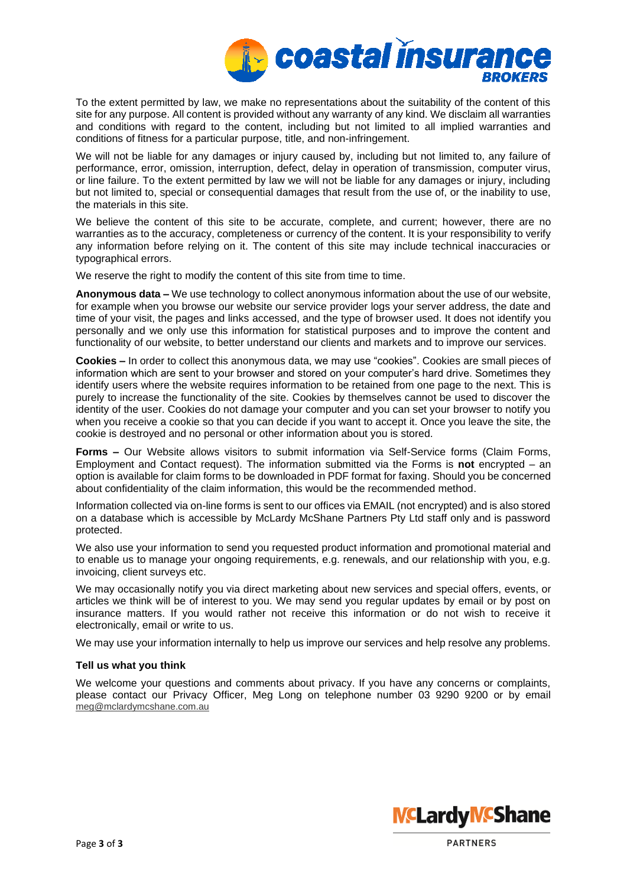To the extent permitted by law, we make no representations about the suitability of the content of this site for any purpose. All content is provided without any warranty of any kind. We disclaim all warranties and conditions with regard to the content, including but not limited to all implied warranties and conditions of fitness for a particular purpose, title, and non-infringement.

We will not be liable for any damages or injury caused by, including but not limited to, any failure of performance, error, omission, interruption, defect, delay in operation of transmission, computer virus, or line failure. To the extent permitted by law we will not be liable for any damages or injury, including but not limited to, special or consequential damages that result from the use of, or the inability to use, the materials in this site.

We believe the content of this site to be accurate, complete, and current; however, there are no warranties as to the accuracy, completeness or currency of the content. It is your responsibility to verify any information before relying on it. The content of this site may include technical inaccuracies or typographical errors.

We reserve the right to modify the content of this site from time to time.

**Anonymous data –** We use technology to collect anonymous information about the use of our website, for example when you browse our website our service provider logs your server address, the date and time of your visit, the pages and links accessed, and the type of browser used. It does not identify you personally and we only use this information for statistical purposes and to improve the content and functionality of our website, to better understand our clients and markets and to improve our services.

**Cookies –** In order to collect this anonymous data, we may use "cookies". Cookies are small pieces of information which are sent to your browser and stored on your computer's hard drive. Sometimes they identify users where the website requires information to be retained from one page to the next. This is purely to increase the functionality of the site. Cookies by themselves cannot be used to discover the identity of the user. Cookies do not damage your computer and you can set your browser to notify you when you receive a cookie so that you can decide if you want to accept it. Once you leave the site, the cookie is destroyed and no personal or other information about you is stored.

**Forms –** Our Website allows visitors to submit information via Self-Service forms (Claim Forms, Employment and Contact request). The information submitted via the Forms is **not** encrypted – an option is available for claim forms to be downloaded in PDF format for faxing. Should you be concerned about confidentiality of the claim information, this would be the recommended method.

Information collected via on-line forms is sent to our offices via EMAIL (not encrypted) and is also stored on a database which is accessible by McLardy McShane Partners Pty Ltd staff only and is password protected.

We also use your information to send you requested product information and promotional material and to enable us to manage your ongoing requirements, e.g. renewals, and our relationship with you, e.g. invoicing, client surveys etc.

We may occasionally notify you via direct marketing about new services and special offers, events, or articles we think will be of interest to you. We may send you regular updates by email or by post on insurance matters. If you would rather not receive this information or do not wish to receive it electronically, email or write to us.

We may use your information internally to help us improve our services and help resolve any problems.

### Tell us what you think

We welcome your questions and comments about privacy. If you have any concerns or complaints, please contact our Privacy Officer, Meg Long on telephone number 03 9290 9200 or by email meg@mclardymcshane.com.au